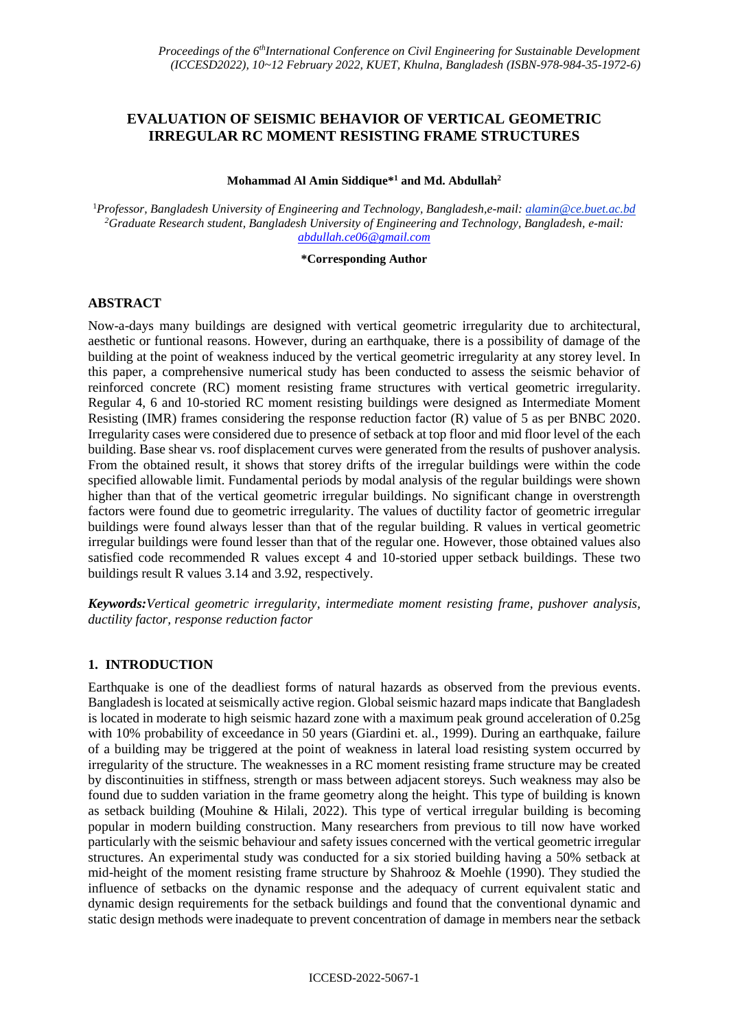# EVALUATION OF SEISMIC BEHAVIOR OF VERTICAL GEOMETRIC IRREGULAR RC MOMENT RESISTING FRAME STRUCTURES

**Mohammad Al Amin Siddique*[1] and Md. Abdullah[2]**

[1]*Professor, Bangladesh University of Engineering and Technology, Bangladesh,e-mail: alamin@ce.buet.ac.bd*
[2]*Graduate Research student, Bangladesh University of Engineering and Technology, Bangladesh, e-mail: abdullah.ce06@gmail.com*

***Corresponding Author**

## ABSTRACT

Now-a-days many buildings are designed with vertical geometric irregularity due to architectural, aesthetic or funtional reasons. However, during an earthquake, there is a possibility of damage of the building at the point of weakness induced by the vertical geometric irregularity at any storey level. In this paper, a comprehensive numerical study has been conducted to assess the seismic behavior of reinforced concrete (RC) moment resisting frame structures with vertical geometric irregularity. Regular 4, 6 and 10-storied RC moment resisting buildings were designed as Intermediate Moment Resisting (IMR) frames considering the response reduction factor (R) value of 5 as per BNBC 2020. Irregularity cases were considered due to presence of setback at top floor and mid floor level of the each building. Base shear vs. roof displacement curves were generated from the results of pushover analysis. From the obtained result, it shows that storey drifts of the irregular buildings were within the code specified allowable limit. Fundamental periods by modal analysis of the regular buildings were shown higher than that of the vertical geometric irregular buildings. No significant change in overstrength factors were found due to geometric irregularity. The values of ductility factor of geometric irregular buildings were found always lesser than that of the regular building. R values in vertical geometric irregular buildings were found lesser than that of the regular one. However, those obtained values also satisfied code recommended R values except 4 and 10-storied upper setback buildings. These two buildings result R values 3.14 and 3.92, respectively.

***Keywords:*** *Vertical geometric irregularity, intermediate moment resisting frame, pushover analysis, ductility factor, response reduction factor*

## 1. INTRODUCTION

Earthquake is one of the deadliest forms of natural hazards as observed from the previous events. Bangladesh is located at seismically active region. Global seismic hazard maps indicate that Bangladesh is located in moderate to high seismic hazard zone with a maximum peak ground acceleration of 0.25g with 10% probability of exceedance in 50 years (Giardini et. al., 1999). During an earthquake, failure of a building may be triggered at the point of weakness in lateral load resisting system occurred by irregularity of the structure. The weaknesses in a RC moment resisting frame structure may be created by discontinuities in stiffness, strength or mass between adjacent storeys. Such weakness may also be found due to sudden variation in the frame geometry along the height. This type of building is known as setback building (Mouhine & Hilali, 2022). This type of vertical irregular building is becoming popular in modern building construction. Many researchers from previous to till now have worked particularly with the seismic behaviour and safety issues concerned with the vertical geometric irregular structures. An experimental study was conducted for a six storied building having a 50% setback at mid-height of the moment resisting frame structure by Shahrooz & Moehle (1990). They studied the influence of setbacks on the dynamic response and the adequacy of current equivalent static and dynamic design requirements for the setback buildings and found that the conventional dynamic and static design methods were inadequate to prevent concentration of damage in members near the setback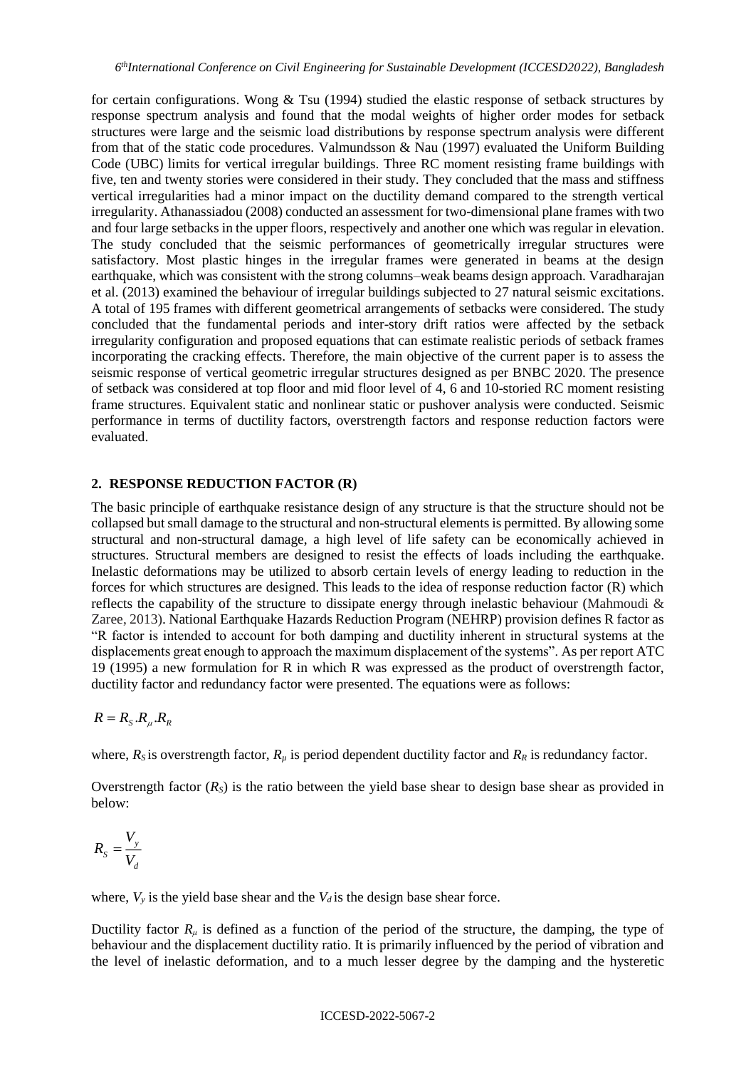for certain configurations. Wong & Tsu (1994) studied the elastic response of setback structures by response spectrum analysis and found that the modal weights of higher order modes for setback structures were large and the seismic load distributions by response spectrum analysis were different from that of the static code procedures. Valmundsson & Nau (1997) evaluated the Uniform Building Code (UBC) limits for vertical irregular buildings. Three RC moment resisting frame buildings with five, ten and twenty stories were considered in their study. They concluded that the mass and stiffness vertical irregularities had a minor impact on the ductility demand compared to the strength vertical irregularity. Athanassiadou (2008) conducted an assessment for two-dimensional plane frames with two and four large setbacks in the upper floors, respectively and another one which was regular in elevation. The study concluded that the seismic performances of geometrically irregular structures were satisfactory. Most plastic hinges in the irregular frames were generated in beams at the design earthquake, which was consistent with the strong columns–weak beams design approach. Varadharajan et al. (2013) examined the behaviour of irregular buildings subjected to 27 natural seismic excitations. A total of 195 frames with different geometrical arrangements of setbacks were considered. The study concluded that the fundamental periods and inter-story drift ratios were affected by the setback irregularity configuration and proposed equations that can estimate realistic periods of setback frames incorporating the cracking effects. Therefore, the main objective of the current paper is to assess the seismic response of vertical geometric irregular structures designed as per BNBC 2020. The presence of setback was considered at top floor and mid floor level of 4, 6 and 10-storied RC moment resisting frame structures. Equivalent static and nonlinear static or pushover analysis were conducted. Seismic performance in terms of ductility factors, overstrength factors and response reduction factors were evaluated.

## 2. RESPONSE REDUCTION FACTOR (R)

The basic principle of earthquake resistance design of any structure is that the structure should not be collapsed but small damage to the structural and non-structural elements is permitted. By allowing some structural and non-structural damage, a high level of life safety can be economically achieved in structures. Structural members are designed to resist the effects of loads including the earthquake. Inelastic deformations may be utilized to absorb certain levels of energy leading to reduction in the forces for which structures are designed. This leads to the idea of response reduction factor (R) which reflects the capability of the structure to dissipate energy through inelastic behaviour (Mahmoudi & Zaree, 2013). National Earthquake Hazards Reduction Program (NEHRP) provision defines R factor as "R factor is intended to account for both damping and ductility inherent in structural systems at the displacements great enough to approach the maximum displacement of the systems". As per report ATC 19 (1995) a new formulation for R in which R was expressed as the product of overstrength factor, ductility factor and redundancy factor were presented. The equations were as follows:

$$R = R_S . R_\mu . R_R$$

where, $R_S$ is overstrength factor, $R_\mu$ is period dependent ductility factor and $R_R$ is redundancy factor.

Overstrength factor ($R_S$) is the ratio between the yield base shear to design base shear as provided in below:

$$R_S = \frac{V_y}{V_d}$$

where, $V_y$ is the yield base shear and the $V_d$ is the design base shear force.

Ductility factor $R_\mu$ is defined as a function of the period of the structure, the damping, the type of behaviour and the displacement ductility ratio. It is primarily influenced by the period of vibration and the level of inelastic deformation, and to a much lesser degree by the damping and the hysteretic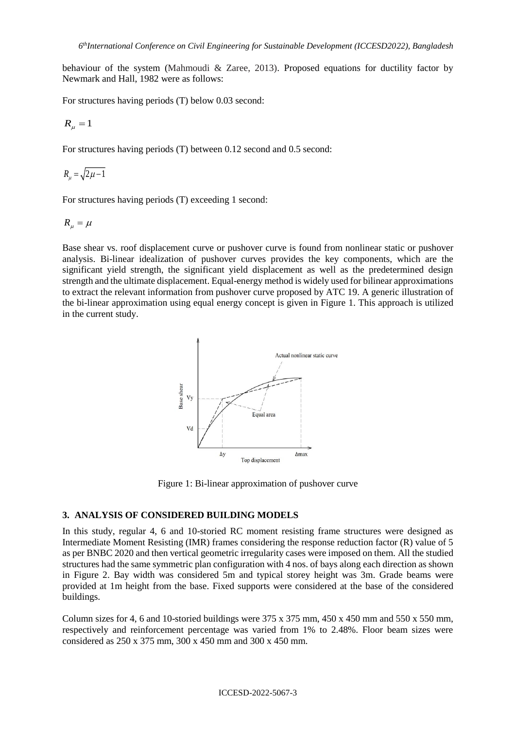behaviour of the system (Mahmoudi & Zaree, 2013). Proposed equations for ductility factor by Newmark and Hall, 1982 were as follows:

For structures having periods (T) below 0.03 second:

$$R_{\mu} = 1$$

For structures having periods (T) between 0.12 second and 0.5 second:

$$R_{\mu} = \sqrt{2\mu - 1}$$

For structures having periods (T) exceeding 1 second:

$$R_{\mu} = \mu$$

Base shear vs. roof displacement curve or pushover curve is found from nonlinear static or pushover analysis. Bi-linear idealization of pushover curves provides the key components, which are the significant yield strength, the significant yield displacement as well as the predetermined design strength and the ultimate displacement. Equal-energy method is widely used for bilinear approximations to extract the relevant information from pushover curve proposed by ATC 19. A generic illustration of the bi-linear approximation using equal energy concept is given in Figure 1. This approach is utilized in the current study.

Figure 1: Bi-linear approximation of pushover curve

## 3. ANALYSIS OF CONSIDERED BUILDING MODELS

In this study, regular 4, 6 and 10-storied RC moment resisting frame structures were designed as Intermediate Moment Resisting (IMR) frames considering the response reduction factor (R) value of 5 as per BNBC 2020 and then vertical geometric irregularity cases were imposed on them. All the studied structures had the same symmetric plan configuration with 4 nos. of bays along each direction as shown in Figure 2. Bay width was considered 5m and typical storey height was 3m. Grade beams were provided at 1m height from the base. Fixed supports were considered at the base of the considered buildings.

Column sizes for 4, 6 and 10-storied buildings were 375 x 375 mm, 450 x 450 mm and 550 x 550 mm, respectively and reinforcement percentage was varied from 1% to 2.48%. Floor beam sizes were considered as 250 x 375 mm, 300 x 450 mm and 300 x 450 mm.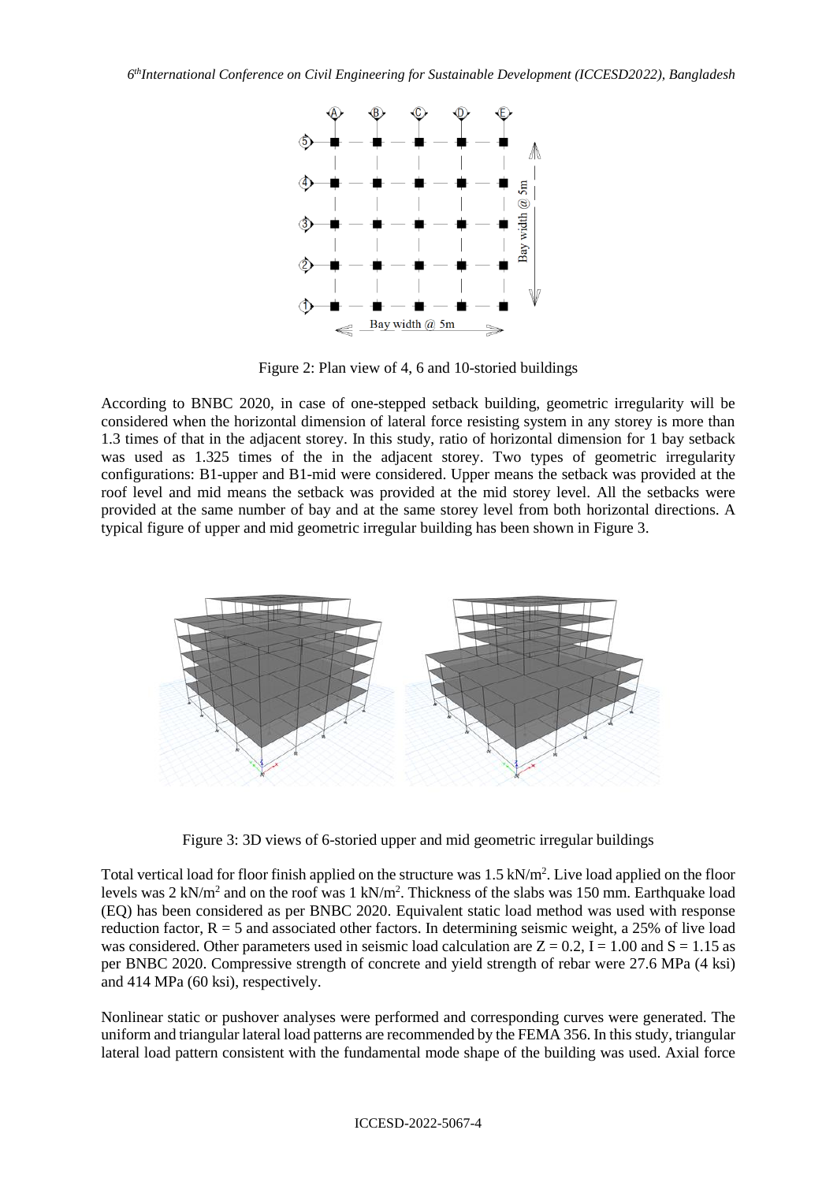Figure 2: Plan view of 4, 6 and 10-storied buildings

According to BNBC 2020, in case of one-stepped setback building, geometric irregularity will be considered when the horizontal dimension of lateral force resisting system in any storey is more than 1.3 times of that in the adjacent storey. In this study, ratio of horizontal dimension for 1 bay setback was used as 1.325 times of the in the adjacent storey. Two types of geometric irregularity configurations: B1-upper and B1-mid were considered. Upper means the setback was provided at the roof level and mid means the setback was provided at the mid storey level. All the setbacks were provided at the same number of bay and at the same storey level from both horizontal directions. A typical figure of upper and mid geometric irregular building has been shown in Figure 3.

Figure 3: 3D views of 6-storied upper and mid geometric irregular buildings

Total vertical load for floor finish applied on the structure was 1.5 kN/m$^2$. Live load applied on the floor levels was 2 kN/m$^2$ and on the roof was 1 kN/m$^2$. Thickness of the slabs was 150 mm. Earthquake load (EQ) has been considered as per BNBC 2020. Equivalent static load method was used with response reduction factor, $R = 5$ and associated other factors. In determining seismic weight, a 25% of live load was considered. Other parameters used in seismic load calculation are $Z = 0.2$, $I = 1.00$ and $S = 1.15$ as per BNBC 2020. Compressive strength of concrete and yield strength of rebar were 27.6 MPa (4 ksi) and 414 MPa (60 ksi), respectively.

Nonlinear static or pushover analyses were performed and corresponding curves were generated. The uniform and triangular lateral load patterns are recommended by the FEMA 356. In this study, triangular lateral load pattern consistent with the fundamental mode shape of the building was used. Axial force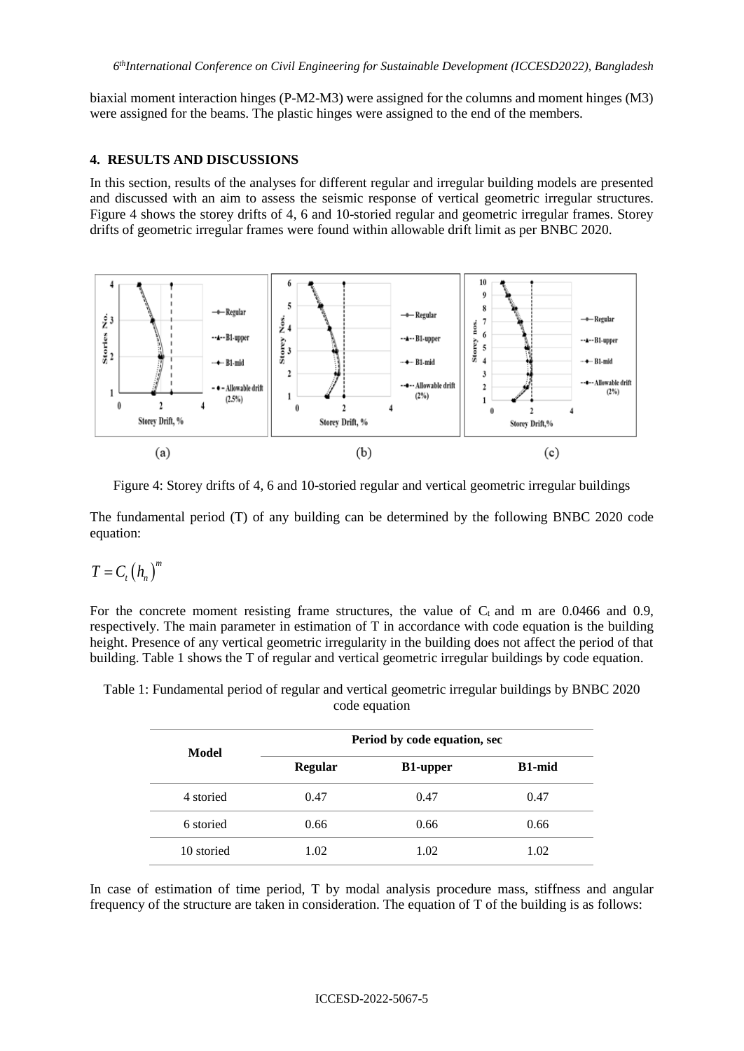biaxial moment interaction hinges (P-M2-M3) were assigned for the columns and moment hinges (M3) were assigned for the beams. The plastic hinges were assigned to the end of the members.

## 4. RESULTS AND DISCUSSIONS

In this section, results of the analyses for different regular and irregular building models are presented and discussed with an aim to assess the seismic response of vertical geometric irregular structures. Figure 4 shows the storey drifts of 4, 6 and 10-storied regular and geometric irregular frames. Storey drifts of geometric irregular frames were found within allowable drift limit as per BNBC 2020.

Figure 4: Storey drifts of 4, 6 and 10-storied regular and vertical geometric irregular buildings

The fundamental period (T) of any building can be determined by the following BNBC 2020 code equation:

$$T = C_t \left(h_n\right)^m$$

For the concrete moment resisting frame structures, the value of $C_t$ and m are 0.0466 and 0.9, respectively. The main parameter in estimation of T in accordance with code equation is the building height. Presence of any vertical geometric irregularity in the building does not affect the period of that building. Table 1 shows the T of regular and vertical geometric irregular buildings by code equation.

Table 1: Fundamental period of regular and vertical geometric irregular buildings by BNBC 2020 code equation

| Model | Period by code equation, sec | | |
|---|---|---|---|
| | **Regular** | **B1-upper** | **B1-mid** |
| 4 storied | 0.47 | 0.47 | 0.47 |
| 6 storied | 0.66 | 0.66 | 0.66 |
| 10 storied | 1.02 | 1.02 | 1.02 |

In case of estimation of time period, T by modal analysis procedure mass, stiffness and angular frequency of the structure are taken in consideration. The equation of T of the building is as follows: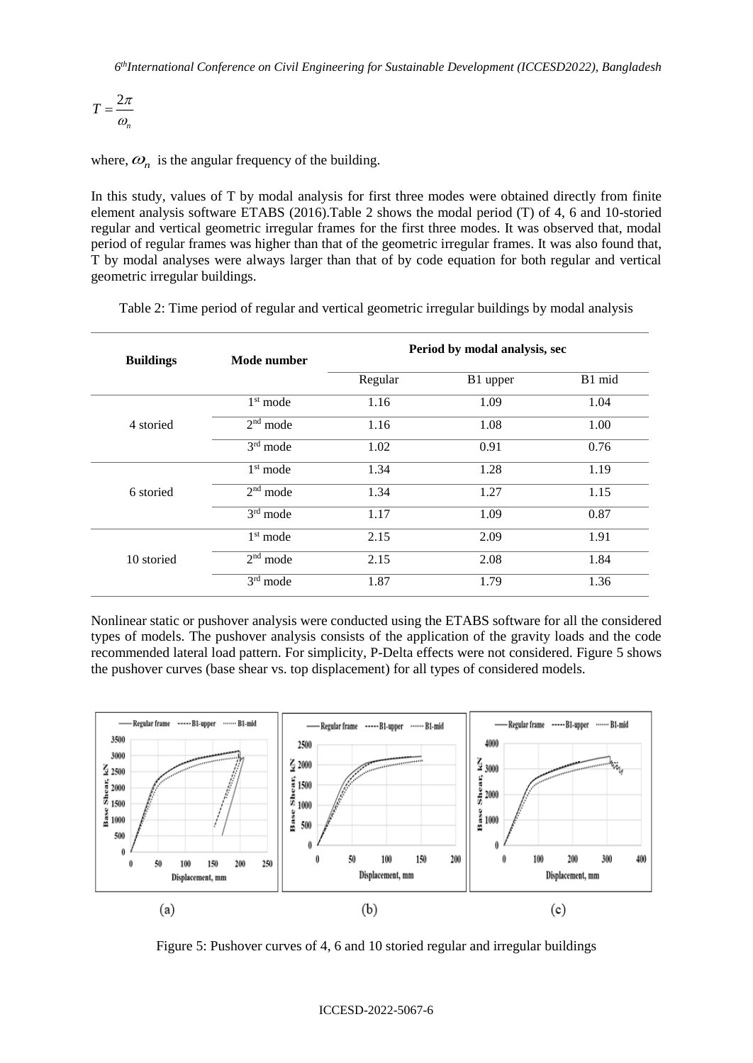$$T = \frac{2\pi}{\omega_n}$$

where, $\omega_n$ is the angular frequency of the building.

In this study, values of T by modal analysis for first three modes were obtained directly from finite element analysis software ETABS (2016).Table 2 shows the modal period (T) of 4, 6 and 10-storied regular and vertical geometric irregular frames for the first three modes. It was observed that, modal period of regular frames was higher than that of the geometric irregular frames. It was also found that, T by modal analyses were always larger than that of by code equation for both regular and vertical geometric irregular buildings.

Table 2: Time period of regular and vertical geometric irregular buildings by modal analysis

| Buildings | Mode number | Period by modal analysis, sec | | |
|---|---|---|---|---|
| | | Regular | B1 upper | B1 mid |
| 4 storied | 1st mode | 1.16 | 1.09 | 1.04 |
| | 2nd mode | 1.16 | 1.08 | 1.00 |
| | 3rd mode | 1.02 | 0.91 | 0.76 |
| 6 storied | 1st mode | 1.34 | 1.28 | 1.19 |
| | 2nd mode | 1.34 | 1.27 | 1.15 |
| | 3rd mode | 1.17 | 1.09 | 0.87 |
| 10 storied | 1st mode | 2.15 | 2.09 | 1.91 |
| | 2nd mode | 2.15 | 2.08 | 1.84 |
| | 3rd mode | 1.87 | 1.79 | 1.36 |

Nonlinear static or pushover analysis were conducted using the ETABS software for all the considered types of models. The pushover analysis consists of the application of the gravity loads and the code recommended lateral load pattern. For simplicity, P-Delta effects were not considered. Figure 5 shows the pushover curves (base shear vs. top displacement) for all types of considered models.

(a) (b) (c)

Figure 5: Pushover curves of 4, 6 and 10 storied regular and irregular buildings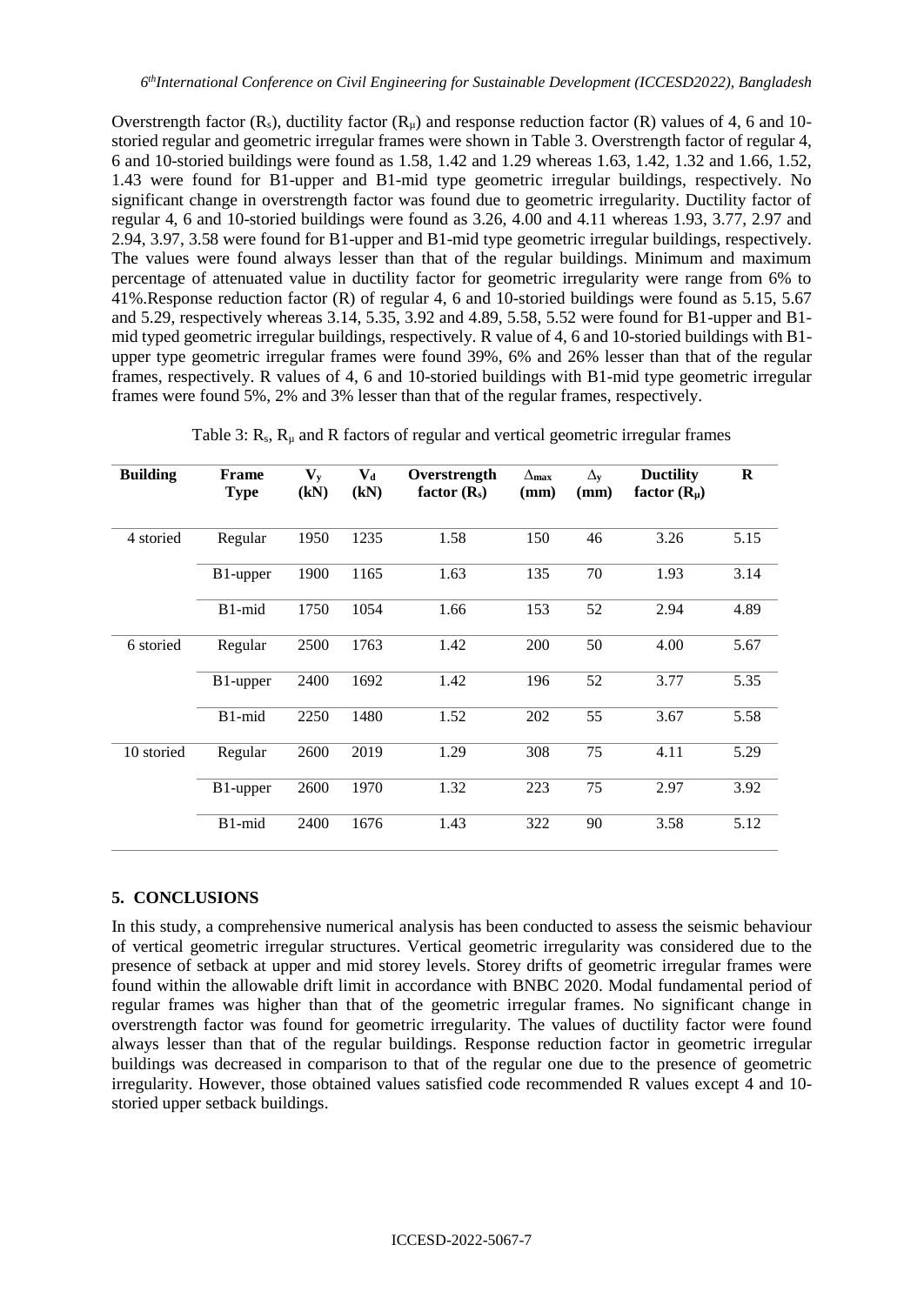Overstrength factor ($R_s$), ductility factor ($R_\mu$) and response reduction factor (R) values of 4, 6 and 10-storied regular and geometric irregular frames were shown in Table 3. Overstrength factor of regular 4, 6 and 10-storied buildings were found as 1.58, 1.42 and 1.29 whereas 1.63, 1.42, 1.32 and 1.66, 1.52, 1.43 were found for B1-upper and B1-mid type geometric irregular buildings, respectively. No significant change in overstrength factor was found due to geometric irregularity. Ductility factor of regular 4, 6 and 10-storied buildings were found as 3.26, 4.00 and 4.11 whereas 1.93, 3.77, 2.97 and 2.94, 3.97, 3.58 were found for B1-upper and B1-mid type geometric irregular buildings, respectively. The values were found always lesser than that of the regular buildings. Minimum and maximum percentage of attenuated value in ductility factor for geometric irregularity were range from 6% to 41%.Response reduction factor (R) of regular 4, 6 and 10-storied buildings were found as 5.15, 5.67 and 5.29, respectively whereas 3.14, 5.35, 3.92 and 4.89, 5.58, 5.52 were found for B1-upper and B1-mid typed geometric irregular buildings, respectively. R value of 4, 6 and 10-storied buildings with B1-upper type geometric irregular frames were found 39%, 6% and 26% lesser than that of the regular frames, respectively. R values of 4, 6 and 10-storied buildings with B1-mid type geometric irregular frames were found 5%, 2% and 3% lesser than that of the regular frames, respectively.

Table 3: $R_s$, $R_\mu$ and R factors of regular and vertical geometric irregular frames

| Building | Frame Type | $V_y$ (kN) | $V_d$ (kN) | Overstrength factor ($R_s$) | $\Delta_{max}$ (mm) | $\Delta_y$ (mm) | Ductility factor ($R_\mu$) | R |
|---|---|---|---|---|---|---|---|---|
| 4 storied | Regular | 1950 | 1235 | 1.58 | 150 | 46 | 3.26 | 5.15 |
| | B1-upper | 1900 | 1165 | 1.63 | 135 | 70 | 1.93 | 3.14 |
| | B1-mid | 1750 | 1054 | 1.66 | 153 | 52 | 2.94 | 4.89 |
| 6 storied | Regular | 2500 | 1763 | 1.42 | 200 | 50 | 4.00 | 5.67 |
| | B1-upper | 2400 | 1692 | 1.42 | 196 | 52 | 3.77 | 5.35 |
| | B1-mid | 2250 | 1480 | 1.52 | 202 | 55 | 3.67 | 5.58 |
| 10 storied | Regular | 2600 | 2019 | 1.29 | 308 | 75 | 4.11 | 5.29 |
| | B1-upper | 2600 | 1970 | 1.32 | 223 | 75 | 2.97 | 3.92 |
| | B1-mid | 2400 | 1676 | 1.43 | 322 | 90 | 3.58 | 5.12 |

## 5. CONCLUSIONS

In this study, a comprehensive numerical analysis has been conducted to assess the seismic behaviour of vertical geometric irregular structures. Vertical geometric irregularity was considered due to the presence of setback at upper and mid storey levels. Storey drifts of geometric irregular frames were found within the allowable drift limit in accordance with BNBC 2020. Modal fundamental period of regular frames was higher than that of the geometric irregular frames. No significant change in overstrength factor was found for geometric irregularity. The values of ductility factor were found always lesser than that of the regular buildings. Response reduction factor in geometric irregular buildings was decreased in comparison to that of the regular one due to the presence of geometric irregularity. However, those obtained values satisfied code recommended R values except 4 and 10-storied upper setback buildings.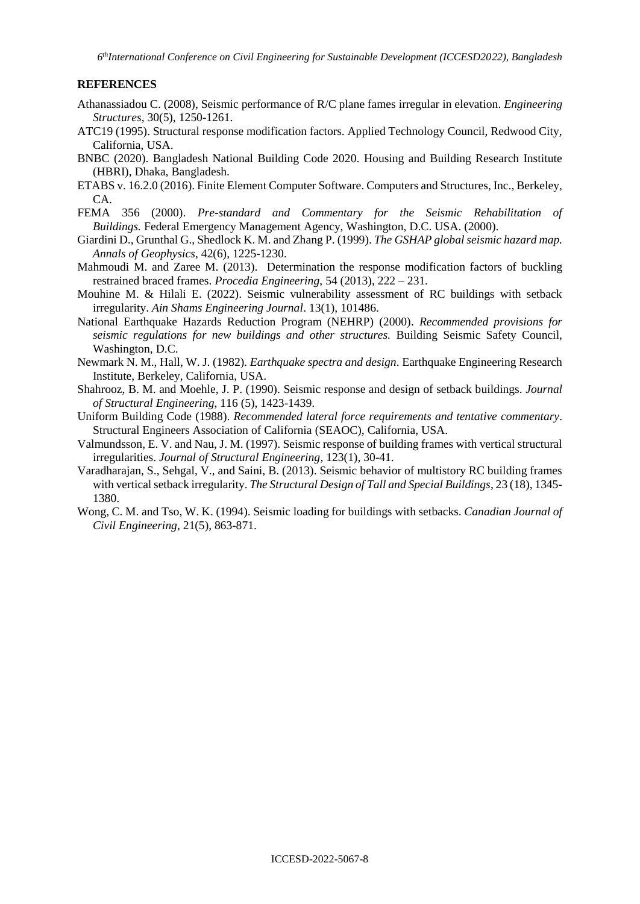## REFERENCES

Athanassiadou C. (2008), Seismic performance of R/C plane fames irregular in elevation. *Engineering Structures*, 30(5), 1250-1261.

ATC19 (1995). Structural response modification factors. Applied Technology Council, Redwood City, California, USA.

BNBC (2020). Bangladesh National Building Code 2020. Housing and Building Research Institute (HBRI), Dhaka, Bangladesh.

ETABS v. 16.2.0 (2016). Finite Element Computer Software. Computers and Structures, Inc., Berkeley, CA.

FEMA 356 (2000). *Pre-standard and Commentary for the Seismic Rehabilitation of Buildings.* Federal Emergency Management Agency, Washington, D.C. USA. (2000).

Giardini D., Grunthal G., Shedlock K. M. and Zhang P. (1999). *The GSHAP global seismic hazard map. Annals of Geophysics*, 42(6), 1225-1230.

Mahmoudi M. and Zaree M. (2013). Determination the response modification factors of buckling restrained braced frames. *Procedia Engineering*, 54 (2013), 222 – 231.

Mouhine M. & Hilali E. (2022). Seismic vulnerability assessment of RC buildings with setback irregularity. *Ain Shams Engineering Journal*. 13(1), 101486.

National Earthquake Hazards Reduction Program (NEHRP) (2000). *Recommended provisions for seismic regulations for new buildings and other structures.* Building Seismic Safety Council, Washington, D.C.

Newmark N. M., Hall, W. J. (1982). *Earthquake spectra and design*. Earthquake Engineering Research Institute, Berkeley, California, USA.

Shahrooz, B. M. and Moehle, J. P. (1990). Seismic response and design of setback buildings. *Journal of Structural Engineering*, 116 (5), 1423-1439.

Uniform Building Code (1988). *Recommended lateral force requirements and tentative commentary*. Structural Engineers Association of California (SEAOC), California, USA.

Valmundsson, E. V. and Nau, J. M. (1997). Seismic response of building frames with vertical structural irregularities. *Journal of Structural Engineering*, 123(1), 30-41.

Varadharajan, S., Sehgal, V., and Saini, B. (2013). Seismic behavior of multistory RC building frames with vertical setback irregularity. *The Structural Design of Tall and Special Buildings*, 23 (18), 1345-1380.

Wong, C. M. and Tso, W. K. (1994). Seismic loading for buildings with setbacks. *Canadian Journal of Civil Engineering*, 21(5), 863-871.